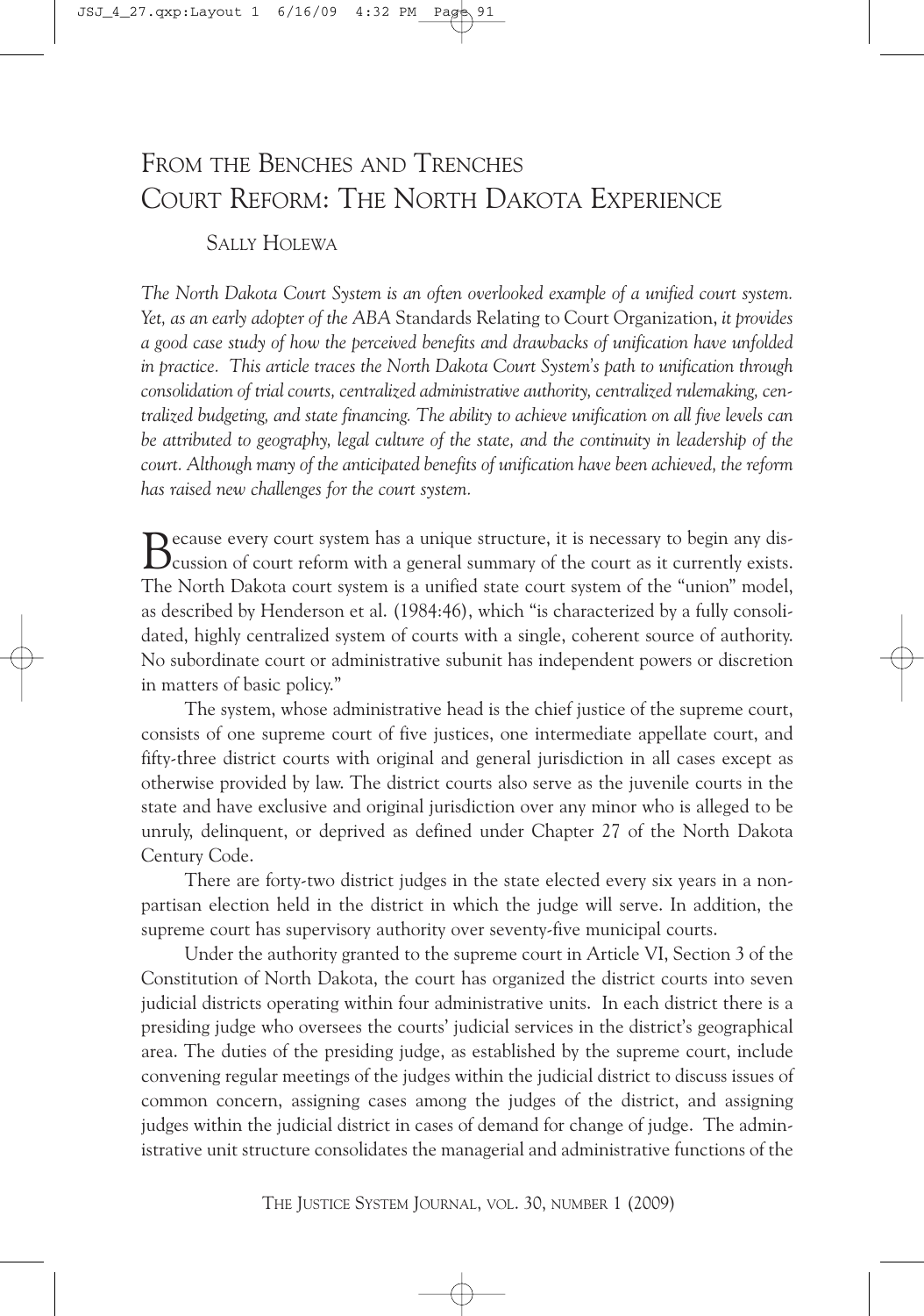# From the Benches and Trenches

# Court Reform: The North Dakota Experience

Sally Holewa

*The North Dakota Court System is an often overlooked example of a unified court system. Yet, as an early adopter of the ABA* Standards Relating to Court Organization, *it provides a good case study of how the perceived benefits and drawbacks of unification have unfolded in practice. This article traces the North Dakota Court System's path to unification through consolidation of trial courts, centralized administrative authority, centralized rulemaking, centralized budgeting, and state financing. The ability to achieve unification on all five levels can be attributed to geography, legal culture of the state, and the continuity in leadership of the court. Although many of the anticipated benefits of unification have been achieved, the reform has raised new challenges for the court system.*

Because every court system has a unique structure, it is necessary to begin any discussion of court reform with a general summary of the court as it currently exists. The North Dakota court system is a unified state court system of the "union" model, as described by Henderson et al. (1984:46), which "is characterized by a fully consolidated, highly centralized system of courts with a single, coherent source of authority. No subordinate court or administrative subunit has independent powers or discretion in matters of basic policy."

The system, whose administrative head is the chief justice of the supreme court, consists of one supreme court of five justices, one intermediate appellate court, and fifty-three district courts with original and general jurisdiction in all cases except as otherwise provided by law. The district courts also serve as the juvenile courts in the state and have exclusive and original jurisdiction over any minor who is alleged to be unruly, delinquent, or deprived as defined under Chapter 27 of the North Dakota Century Code.

There are forty-two district judges in the state elected every six years in a nonpartisan election held in the district in which the judge will serve. In addition, the supreme court has supervisory authority over seventy-five municipal courts.

Under the authority granted to the supreme court in Article VI, Section 3 of the Constitution of North Dakota, the court has organized the district courts into seven judicial districts operating within four administrative units. In each district there is a presiding judge who oversees the courts' judicial services in the district's geographical area. The duties of the presiding judge, as established by the supreme court, include convening regular meetings of the judges within the judicial district to discuss issues of common concern, assigning cases among the judges of the district, and assigning judges within the judicial district in cases of demand for change of judge. The administrative unit structure consolidates the managerial and administrative functions of the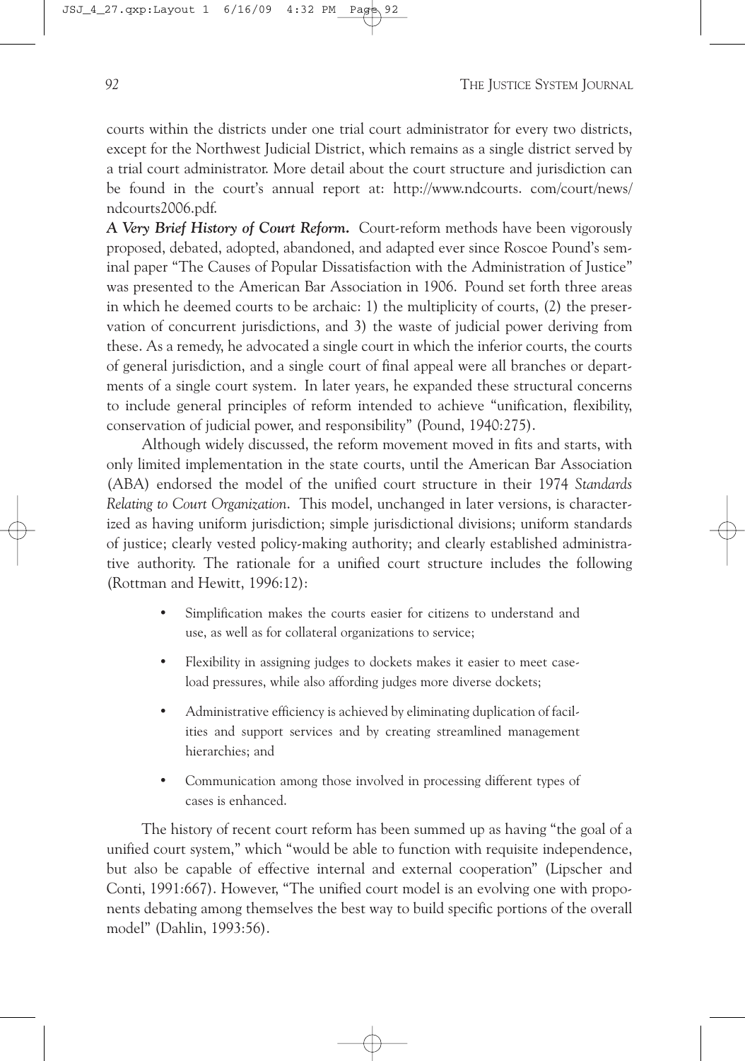courts within the districts under one trial court administrator for every two districts, except for the Northwest Judicial District, which remains as a single district served by a trial court administrator. More detail about the court structure and jurisdiction can be found in the court's annual report at: http://www.ndcourts. com/court/news/ndcourts2006.pdf.

***A Very Brief History of Court Reform.*** Court-reform methods have been vigorously proposed, debated, adopted, abandoned, and adapted ever since Roscoe Pound's seminal paper "The Causes of Popular Dissatisfaction with the Administration of Justice" was presented to the American Bar Association in 1906. Pound set forth three areas in which he deemed courts to be archaic: 1) the multiplicity of courts, (2) the preservation of concurrent jurisdictions, and 3) the waste of judicial power deriving from these. As a remedy, he advocated a single court in which the inferior courts, the courts of general jurisdiction, and a single court of final appeal were all branches or departments of a single court system. In later years, he expanded these structural concerns to include general principles of reform intended to achieve "unification, flexibility, conservation of judicial power, and responsibility" (Pound, 1940:275).

Although widely discussed, the reform movement moved in fits and starts, with only limited implementation in the state courts, until the American Bar Association (ABA) endorsed the model of the unified court structure in their 1974 *Standards Relating to Court Organization*. This model, unchanged in later versions, is characterized as having uniform jurisdiction; simple jurisdictional divisions; uniform standards of justice; clearly vested policy-making authority; and clearly established administrative authority. The rationale for a unified court structure includes the following (Rottman and Hewitt, 1996:12):

- Simplification makes the courts easier for citizens to understand and use, as well as for collateral organizations to service;
- Flexibility in assigning judges to dockets makes it easier to meet caseload pressures, while also affording judges more diverse dockets;
- Administrative efficiency is achieved by eliminating duplication of facilities and support services and by creating streamlined management hierarchies; and
- Communication among those involved in processing different types of cases is enhanced.

The history of recent court reform has been summed up as having "the goal of a unified court system," which "would be able to function with requisite independence, but also be capable of effective internal and external cooperation" (Lipscher and Conti, 1991:667). However, "The unified court model is an evolving one with proponents debating among themselves the best way to build specific portions of the overall model" (Dahlin, 1993:56).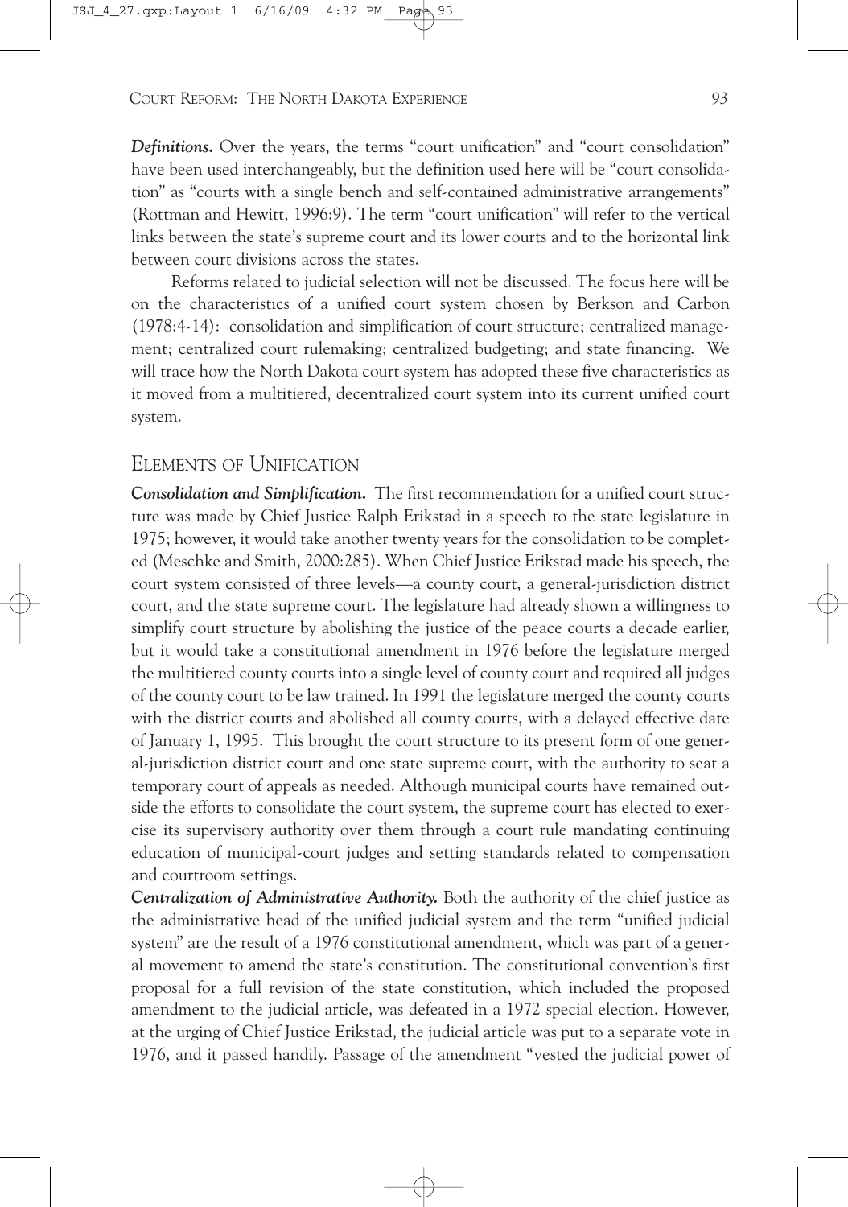***Definitions.*** Over the years, the terms "court unification" and "court consolidation" have been used interchangeably, but the definition used here will be "court consolidation" as "courts with a single bench and self-contained administrative arrangements" (Rottman and Hewitt, 1996:9). The term "court unification" will refer to the vertical links between the state's supreme court and its lower courts and to the horizontal link between court divisions across the states.

Reforms related to judicial selection will not be discussed. The focus here will be on the characteristics of a unified court system chosen by Berkson and Carbon (1978:4-14): consolidation and simplification of court structure; centralized management; centralized court rulemaking; centralized budgeting; and state financing. We will trace how the North Dakota court system has adopted these five characteristics as it moved from a multitiered, decentralized court system into its current unified court system.

## ELEMENTS OF UNIFICATION

***Consolidation and Simplification.*** The first recommendation for a unified court structure was made by Chief Justice Ralph Erikstad in a speech to the state legislature in 1975; however, it would take another twenty years for the consolidation to be completed (Meschke and Smith, 2000:285). When Chief Justice Erikstad made his speech, the court system consisted of three levels—a county court, a general-jurisdiction district court, and the state supreme court. The legislature had already shown a willingness to simplify court structure by abolishing the justice of the peace courts a decade earlier, but it would take a constitutional amendment in 1976 before the legislature merged the multitiered county courts into a single level of county court and required all judges of the county court to be law trained. In 1991 the legislature merged the county courts with the district courts and abolished all county courts, with a delayed effective date of January 1, 1995. This brought the court structure to its present form of one general-jurisdiction district court and one state supreme court, with the authority to seat a temporary court of appeals as needed. Although municipal courts have remained outside the efforts to consolidate the court system, the supreme court has elected to exercise its supervisory authority over them through a court rule mandating continuing education of municipal-court judges and setting standards related to compensation and courtroom settings.

***Centralization of Administrative Authority.*** Both the authority of the chief justice as the administrative head of the unified judicial system and the term "unified judicial system" are the result of a 1976 constitutional amendment, which was part of a general movement to amend the state's constitution. The constitutional convention's first proposal for a full revision of the state constitution, which included the proposed amendment to the judicial article, was defeated in a 1972 special election. However, at the urging of Chief Justice Erikstad, the judicial article was put to a separate vote in 1976, and it passed handily. Passage of the amendment "vested the judicial power of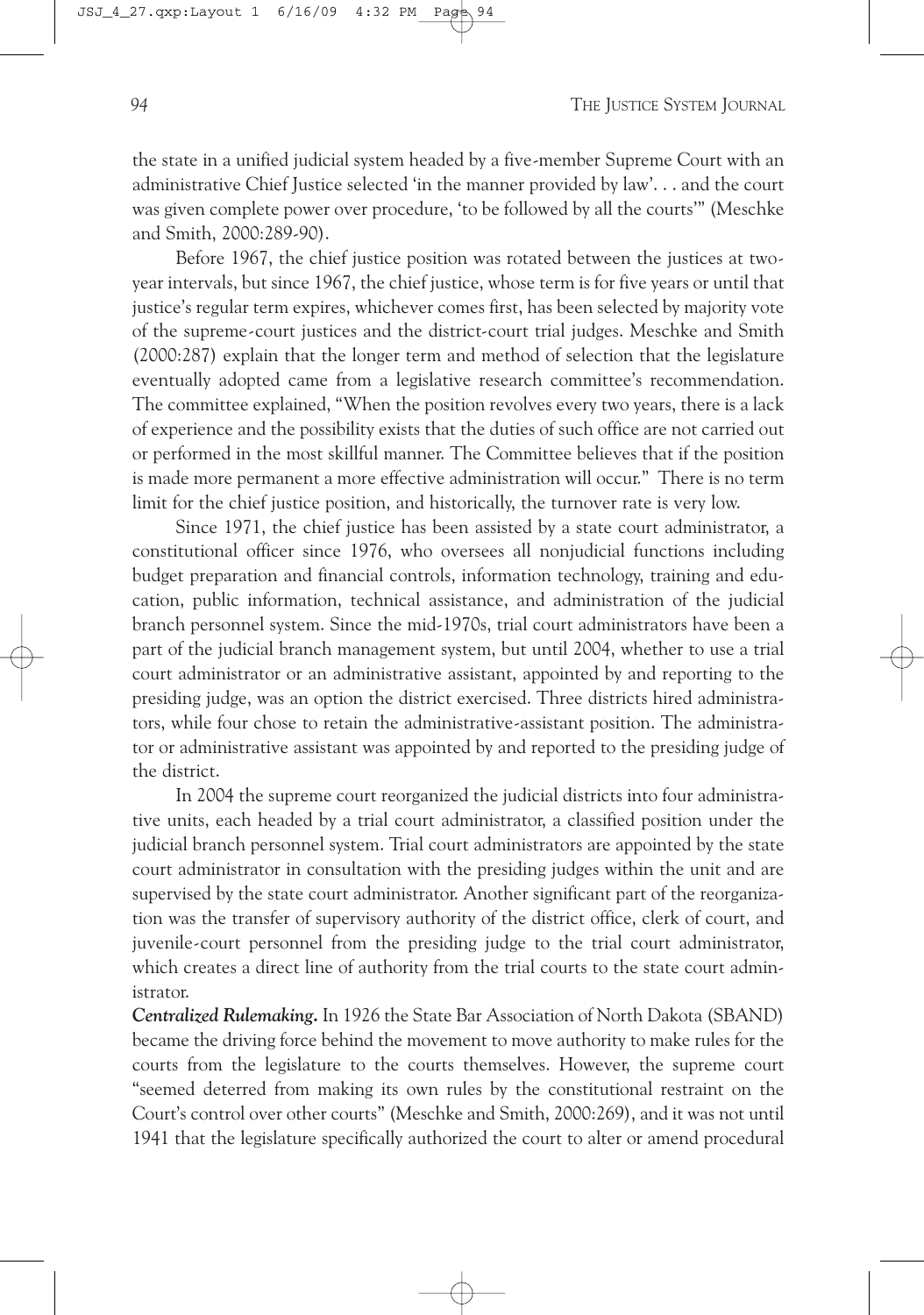the state in a unified judicial system headed by a five-member Supreme Court with an administrative Chief Justice selected 'in the manner provided by law'. . . and the court was given complete power over procedure, 'to be followed by all the courts'" (Meschke and Smith, 2000:289-90).

Before 1967, the chief justice position was rotated between the justices at two-year intervals, but since 1967, the chief justice, whose term is for five years or until that justice's regular term expires, whichever comes first, has been selected by majority vote of the supreme-court justices and the district-court trial judges. Meschke and Smith (2000:287) explain that the longer term and method of selection that the legislature eventually adopted came from a legislative research committee's recommendation. The committee explained, "When the position revolves every two years, there is a lack of experience and the possibility exists that the duties of such office are not carried out or performed in the most skillful manner. The Committee believes that if the position is made more permanent a more effective administration will occur." There is no term limit for the chief justice position, and historically, the turnover rate is very low.

Since 1971, the chief justice has been assisted by a state court administrator, a constitutional officer since 1976, who oversees all nonjudicial functions including budget preparation and financial controls, information technology, training and education, public information, technical assistance, and administration of the judicial branch personnel system. Since the mid-1970s, trial court administrators have been a part of the judicial branch management system, but until 2004, whether to use a trial court administrator or an administrative assistant, appointed by and reporting to the presiding judge, was an option the district exercised. Three districts hired administrators, while four chose to retain the administrative-assistant position. The administrator or administrative assistant was appointed by and reported to the presiding judge of the district.

In 2004 the supreme court reorganized the judicial districts into four administrative units, each headed by a trial court administrator, a classified position under the judicial branch personnel system. Trial court administrators are appointed by the state court administrator in consultation with the presiding judges within the unit and are supervised by the state court administrator. Another significant part of the reorganization was the transfer of supervisory authority of the district office, clerk of court, and juvenile-court personnel from the presiding judge to the trial court administrator, which creates a direct line of authority from the trial courts to the state court administrator.

***Centralized Rulemaking.*** In 1926 the State Bar Association of North Dakota (SBAND) became the driving force behind the movement to move authority to make rules for the courts from the legislature to the courts themselves. However, the supreme court "seemed deterred from making its own rules by the constitutional restraint on the Court's control over other courts" (Meschke and Smith, 2000:269), and it was not until 1941 that the legislature specifically authorized the court to alter or amend procedural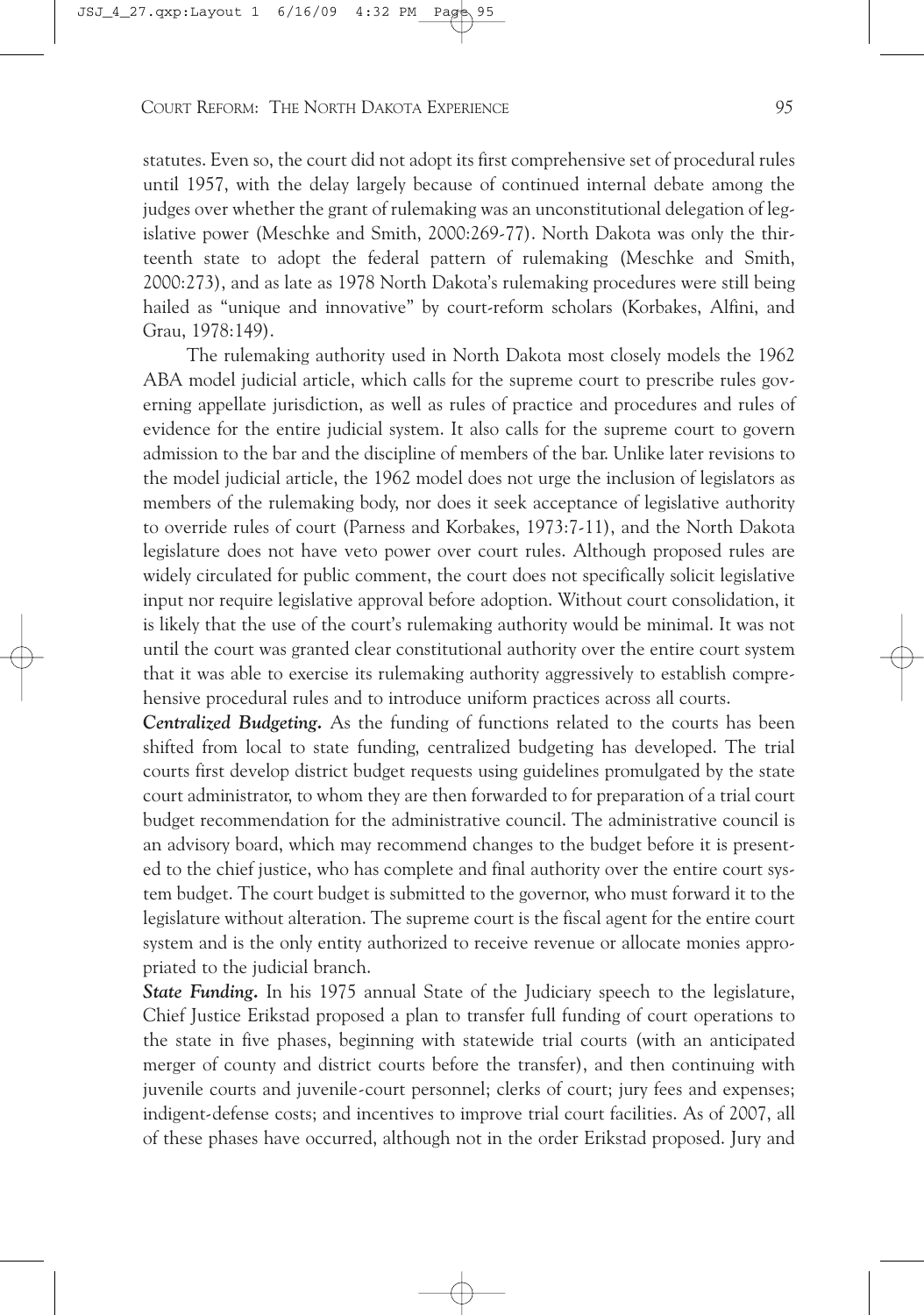statutes. Even so, the court did not adopt its first comprehensive set of procedural rules until 1957, with the delay largely because of continued internal debate among the judges over whether the grant of rulemaking was an unconstitutional delegation of legislative power (Meschke and Smith, 2000:269-77). North Dakota was only the thirteenth state to adopt the federal pattern of rulemaking (Meschke and Smith, 2000:273), and as late as 1978 North Dakota's rulemaking procedures were still being hailed as "unique and innovative" by court-reform scholars (Korbakes, Alfini, and Grau, 1978:149).

The rulemaking authority used in North Dakota most closely models the 1962 ABA model judicial article, which calls for the supreme court to prescribe rules governing appellate jurisdiction, as well as rules of practice and procedures and rules of evidence for the entire judicial system. It also calls for the supreme court to govern admission to the bar and the discipline of members of the bar. Unlike later revisions to the model judicial article, the 1962 model does not urge the inclusion of legislators as members of the rulemaking body, nor does it seek acceptance of legislative authority to override rules of court (Parness and Korbakes, 1973:7-11), and the North Dakota legislature does not have veto power over court rules. Although proposed rules are widely circulated for public comment, the court does not specifically solicit legislative input nor require legislative approval before adoption. Without court consolidation, it is likely that the use of the court's rulemaking authority would be minimal. It was not until the court was granted clear constitutional authority over the entire court system that it was able to exercise its rulemaking authority aggressively to establish comprehensive procedural rules and to introduce uniform practices across all courts.

***Centralized Budgeting.*** As the funding of functions related to the courts has been shifted from local to state funding, centralized budgeting has developed. The trial courts first develop district budget requests using guidelines promulgated by the state court administrator, to whom they are then forwarded to for preparation of a trial court budget recommendation for the administrative council. The administrative council is an advisory board, which may recommend changes to the budget before it is presented to the chief justice, who has complete and final authority over the entire court system budget. The court budget is submitted to the governor, who must forward it to the legislature without alteration. The supreme court is the fiscal agent for the entire court system and is the only entity authorized to receive revenue or allocate monies appropriated to the judicial branch.

***State Funding.*** In his 1975 annual State of the Judiciary speech to the legislature, Chief Justice Erikstad proposed a plan to transfer full funding of court operations to the state in five phases, beginning with statewide trial courts (with an anticipated merger of county and district courts before the transfer), and then continuing with juvenile courts and juvenile-court personnel; clerks of court; jury fees and expenses; indigent-defense costs; and incentives to improve trial court facilities. As of 2007, all of these phases have occurred, although not in the order Erikstad proposed. Jury and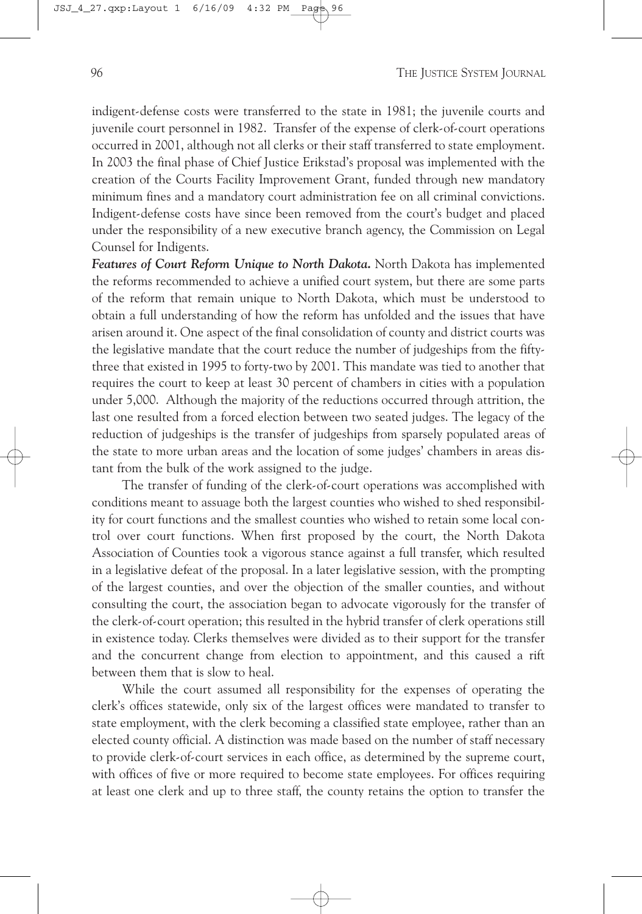indigent-defense costs were transferred to the state in 1981; the juvenile courts and juvenile court personnel in 1982. Transfer of the expense of clerk-of-court operations occurred in 2001, although not all clerks or their staff transferred to state employment. In 2003 the final phase of Chief Justice Erikstad's proposal was implemented with the creation of the Courts Facility Improvement Grant, funded through new mandatory minimum fines and a mandatory court administration fee on all criminal convictions. Indigent-defense costs have since been removed from the court's budget and placed under the responsibility of a new executive branch agency, the Commission on Legal Counsel for Indigents.

***Features of Court Reform Unique to North Dakota.*** North Dakota has implemented the reforms recommended to achieve a unified court system, but there are some parts of the reform that remain unique to North Dakota, which must be understood to obtain a full understanding of how the reform has unfolded and the issues that have arisen around it. One aspect of the final consolidation of county and district courts was the legislative mandate that the court reduce the number of judgeships from the fifty-three that existed in 1995 to forty-two by 2001. This mandate was tied to another that requires the court to keep at least 30 percent of chambers in cities with a population under 5,000. Although the majority of the reductions occurred through attrition, the last one resulted from a forced election between two seated judges. The legacy of the reduction of judgeships is the transfer of judgeships from sparsely populated areas of the state to more urban areas and the location of some judges' chambers in areas distant from the bulk of the work assigned to the judge.

The transfer of funding of the clerk-of-court operations was accomplished with conditions meant to assuage both the largest counties who wished to shed responsibility for court functions and the smallest counties who wished to retain some local control over court functions. When first proposed by the court, the North Dakota Association of Counties took a vigorous stance against a full transfer, which resulted in a legislative defeat of the proposal. In a later legislative session, with the prompting of the largest counties, and over the objection of the smaller counties, and without consulting the court, the association began to advocate vigorously for the transfer of the clerk-of-court operation; this resulted in the hybrid transfer of clerk operations still in existence today. Clerks themselves were divided as to their support for the transfer and the concurrent change from election to appointment, and this caused a rift between them that is slow to heal.

While the court assumed all responsibility for the expenses of operating the clerk's offices statewide, only six of the largest offices were mandated to transfer to state employment, with the clerk becoming a classified state employee, rather than an elected county official. A distinction was made based on the number of staff necessary to provide clerk-of-court services in each office, as determined by the supreme court, with offices of five or more required to become state employees. For offices requiring at least one clerk and up to three staff, the county retains the option to transfer the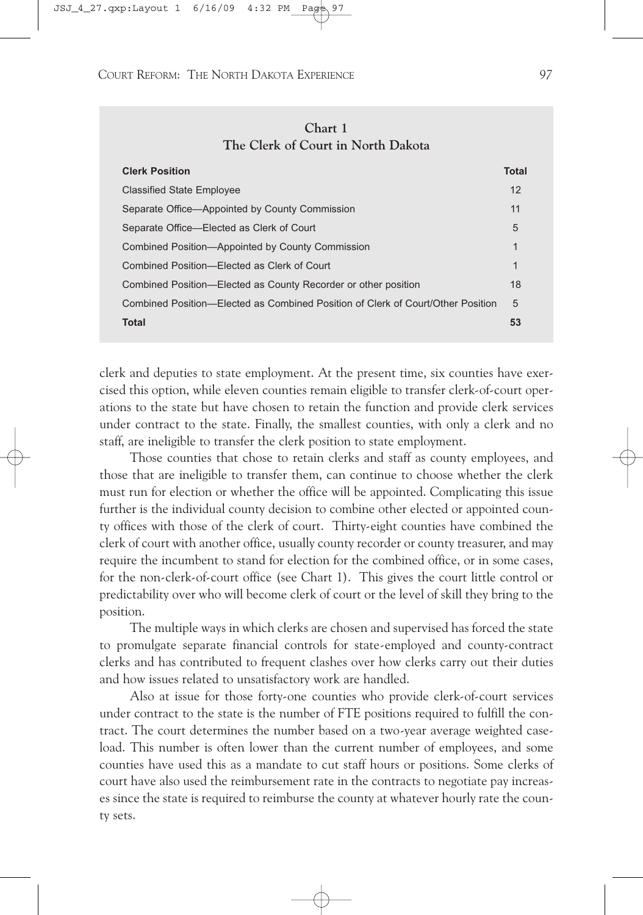**Chart 1**
**The Clerk of Court in North Dakota**

| Clerk Position | Total |
|---|---|
| Classified State Employee | 12 |
| Separate Office—Appointed by County Commission | 11 |
| Separate Office—Elected as Clerk of Court | 5 |
| Combined Position—Appointed by County Commission | 1 |
| Combined Position—Elected as Clerk of Court | 1 |
| Combined Position—Elected as County Recorder or other position | 18 |
| Combined Position—Elected as Combined Position of Clerk of Court/Other Position | 5 |
| **Total** | **53** |

clerk and deputies to state employment. At the present time, six counties have exercised this option, while eleven counties remain eligible to transfer clerk-of-court operations to the state but have chosen to retain the function and provide clerk services under contract to the state. Finally, the smallest counties, with only a clerk and no staff, are ineligible to transfer the clerk position to state employment.

Those counties that chose to retain clerks and staff as county employees, and those that are ineligible to transfer them, can continue to choose whether the clerk must run for election or whether the office will be appointed. Complicating this issue further is the individual county decision to combine other elected or appointed county offices with those of the clerk of court. Thirty-eight counties have combined the clerk of court with another office, usually county recorder or county treasurer, and may require the incumbent to stand for election for the combined office, or in some cases, for the non-clerk-of-court office (see Chart 1). This gives the court little control or predictability over who will become clerk of court or the level of skill they bring to the position.

The multiple ways in which clerks are chosen and supervised has forced the state to promulgate separate financial controls for state-employed and county-contract clerks and has contributed to frequent clashes over how clerks carry out their duties and how issues related to unsatisfactory work are handled.

Also at issue for those forty-one counties who provide clerk-of-court services under contract to the state is the number of FTE positions required to fulfill the contract. The court determines the number based on a two-year average weighted caseload. This number is often lower than the current number of employees, and some counties have used this as a mandate to cut staff hours or positions. Some clerks of court have also used the reimbursement rate in the contracts to negotiate pay increases since the state is required to reimburse the county at whatever hourly rate the county sets.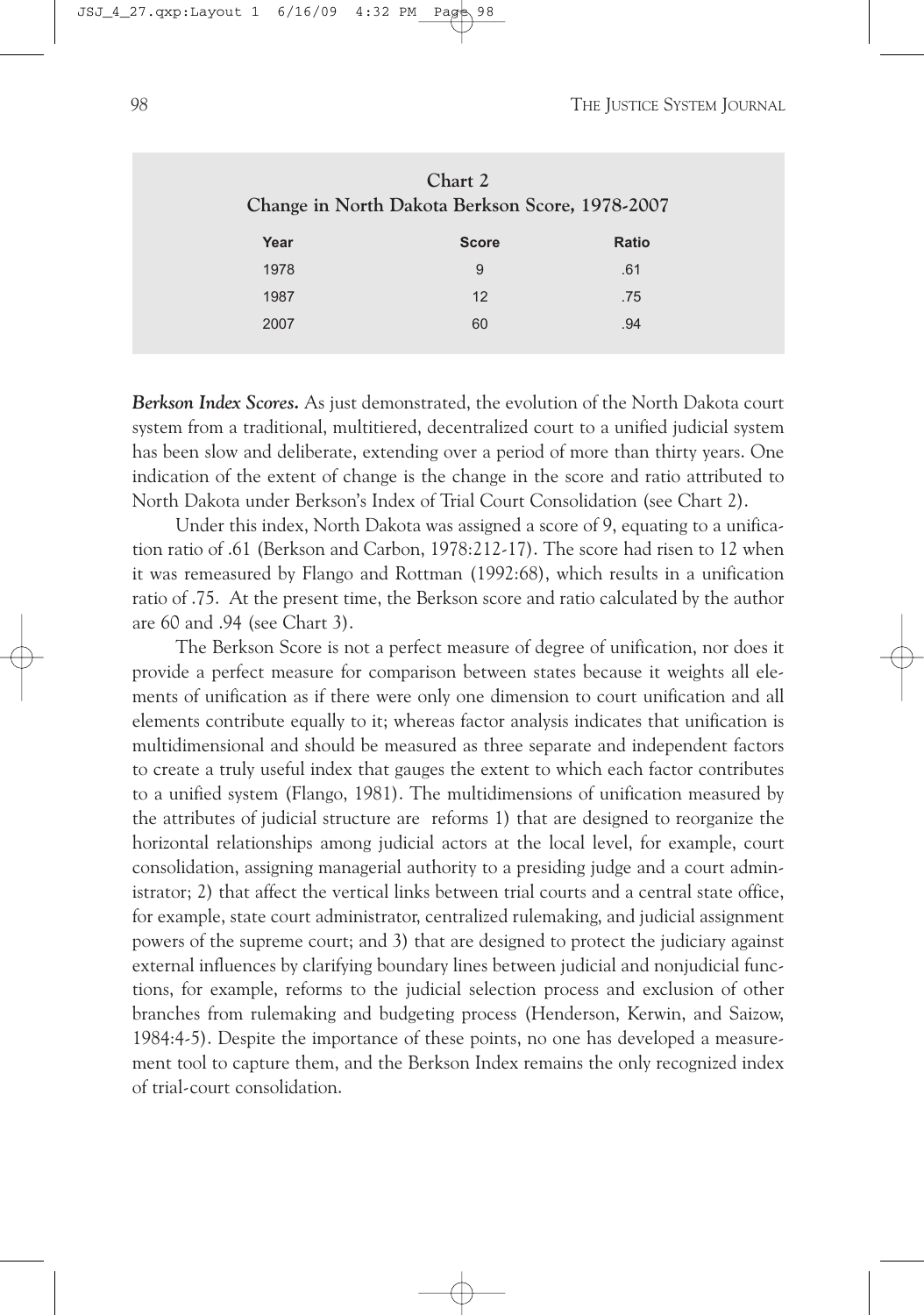**Chart 2**
**Change in North Dakota Berkson Score, 1978-2007**

| Year | Score | Ratio |
|---|---|---|
| 1978 | 9 | .61 |
| 1987 | 12 | .75 |
| 2007 | 60 | .94 |

***Berkson Index Scores.*** As just demonstrated, the evolution of the North Dakota court system from a traditional, multitiered, decentralized court to a unified judicial system has been slow and deliberate, extending over a period of more than thirty years. One indication of the extent of change is the change in the score and ratio attributed to North Dakota under Berkson's Index of Trial Court Consolidation (see Chart 2).

Under this index, North Dakota was assigned a score of 9, equating to a unification ratio of .61 (Berkson and Carbon, 1978:212-17). The score had risen to 12 when it was remeasured by Flango and Rottman (1992:68), which results in a unification ratio of .75. At the present time, the Berkson score and ratio calculated by the author are 60 and .94 (see Chart 3).

The Berkson Score is not a perfect measure of degree of unification, nor does it provide a perfect measure for comparison between states because it weights all elements of unification as if there were only one dimension to court unification and all elements contribute equally to it; whereas factor analysis indicates that unification is multidimensional and should be measured as three separate and independent factors to create a truly useful index that gauges the extent to which each factor contributes to a unified system (Flango, 1981). The multidimensions of unification measured by the attributes of judicial structure are reforms 1) that are designed to reorganize the horizontal relationships among judicial actors at the local level, for example, court consolidation, assigning managerial authority to a presiding judge and a court administrator; 2) that affect the vertical links between trial courts and a central state office, for example, state court administrator, centralized rulemaking, and judicial assignment powers of the supreme court; and 3) that are designed to protect the judiciary against external influences by clarifying boundary lines between judicial and nonjudicial functions, for example, reforms to the judicial selection process and exclusion of other branches from rulemaking and budgeting process (Henderson, Kerwin, and Saizow, 1984:4-5). Despite the importance of these points, no one has developed a measurement tool to capture them, and the Berkson Index remains the only recognized index of trial-court consolidation.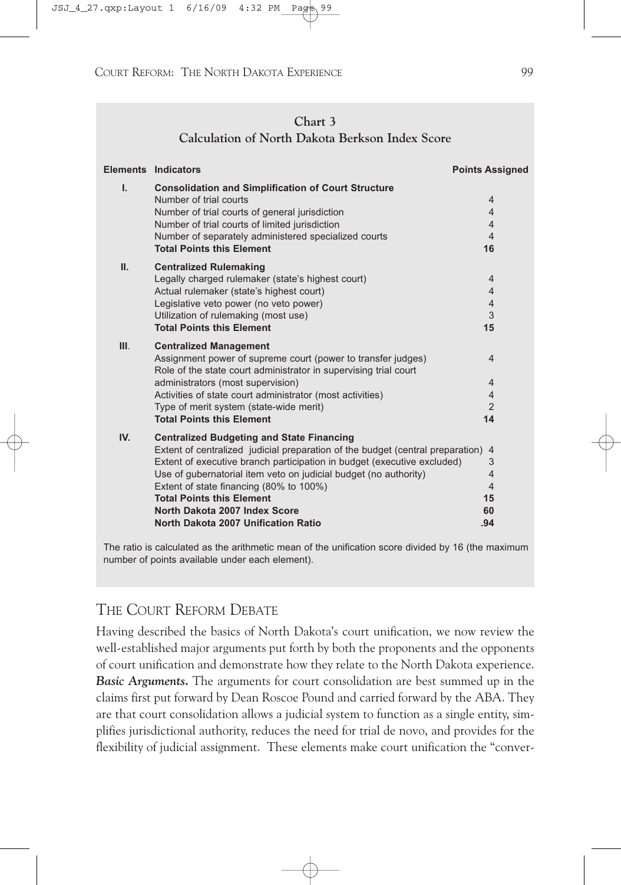**Chart 3**
**Calculation of North Dakota Berkson Index Score**

| Elements | Indicators | Points Assigned |
|---|---|---|
| I. | **Consolidation and Simplification of Court Structure** | |
| | Number of trial courts | 4 |
| | Number of trial courts of general jurisdiction | 4 |
| | Number of trial courts of limited jurisdiction | 4 |
| | Number of separately administered specialized courts | 4 |
| | **Total Points this Element** | **16** |
| II. | **Centralized Rulemaking** | |
| | Legally charged rulemaker (state's highest court) | 4 |
| | Actual rulemaker (state's highest court) | 4 |
| | Legislative veto power (no veto power) | 4 |
| | Utilization of rulemaking (most use) | 3 |
| | **Total Points this Element** | **15** |
| III. | **Centralized Management** | |
| | Assignment power of supreme court (power to transfer judges) | 4 |
| | Role of the state court administrator in supervising trial court administrators (most supervision) | 4 |
| | Activities of state court administrator (most activities) | 4 |
| | Type of merit system (state-wide merit) | 2 |
| | **Total Points this Element** | **14** |
| IV. | **Centralized Budgeting and State Financing** | |
| | Extent of centralized judicial preparation of the budget (central preparation) | 4 |
| | Extent of executive branch participation in budget (executive excluded) | 3 |
| | Use of gubernatorial item veto on judicial budget (no authority) | 4 |
| | Extent of state financing (80% to 100%) | 4 |
| | **Total Points this Element** | **15** |
| | **North Dakota 2007 Index Score** | **60** |
| | **North Dakota 2007 Unification Ratio** | **.94** |

The ratio is calculated as the arithmetic mean of the unification score divided by 16 (the maximum number of points available under each element).

## THE COURT REFORM DEBATE

Having described the basics of North Dakota's court unification, we now review the well-established major arguments put forth by both the proponents and the opponents of court unification and demonstrate how they relate to the North Dakota experience. ***Basic Arguments.*** The arguments for court consolidation are best summed up in the claims first put forward by Dean Roscoe Pound and carried forward by the ABA. They are that court consolidation allows a judicial system to function as a single entity, simplifies jurisdictional authority, reduces the need for trial de novo, and provides for the flexibility of judicial assignment. These elements make court unification the "conver-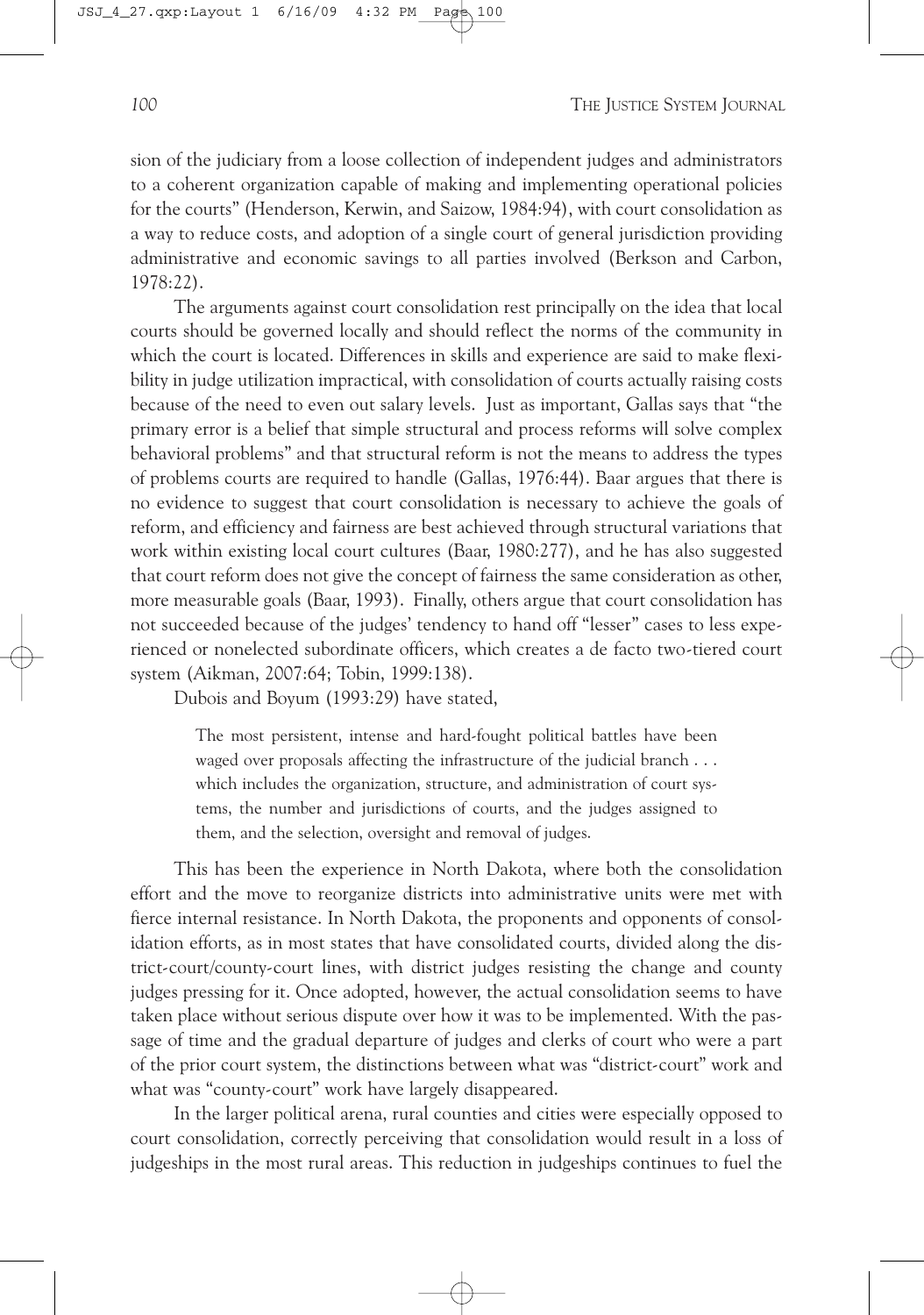sion of the judiciary from a loose collection of independent judges and administrators to a coherent organization capable of making and implementing operational policies for the courts" (Henderson, Kerwin, and Saizow, 1984:94), with court consolidation as a way to reduce costs, and adoption of a single court of general jurisdiction providing administrative and economic savings to all parties involved (Berkson and Carbon, 1978:22).

The arguments against court consolidation rest principally on the idea that local courts should be governed locally and should reflect the norms of the community in which the court is located. Differences in skills and experience are said to make flexibility in judge utilization impractical, with consolidation of courts actually raising costs because of the need to even out salary levels. Just as important, Gallas says that "the primary error is a belief that simple structural and process reforms will solve complex behavioral problems" and that structural reform is not the means to address the types of problems courts are required to handle (Gallas, 1976:44). Baar argues that there is no evidence to suggest that court consolidation is necessary to achieve the goals of reform, and efficiency and fairness are best achieved through structural variations that work within existing local court cultures (Baar, 1980:277), and he has also suggested that court reform does not give the concept of fairness the same consideration as other, more measurable goals (Baar, 1993). Finally, others argue that court consolidation has not succeeded because of the judges' tendency to hand off "lesser" cases to less experienced or nonelected subordinate officers, which creates a de facto two-tiered court system (Aikman, 2007:64; Tobin, 1999:138).

Dubois and Boyum (1993:29) have stated,

> The most persistent, intense and hard-fought political battles have been waged over proposals affecting the infrastructure of the judicial branch . . . which includes the organization, structure, and administration of court systems, the number and jurisdictions of courts, and the judges assigned to them, and the selection, oversight and removal of judges.

This has been the experience in North Dakota, where both the consolidation effort and the move to reorganize districts into administrative units were met with fierce internal resistance. In North Dakota, the proponents and opponents of consolidation efforts, as in most states that have consolidated courts, divided along the district-court/county-court lines, with district judges resisting the change and county judges pressing for it. Once adopted, however, the actual consolidation seems to have taken place without serious dispute over how it was to be implemented. With the passage of time and the gradual departure of judges and clerks of court who were a part of the prior court system, the distinctions between what was "district-court" work and what was "county-court" work have largely disappeared.

In the larger political arena, rural counties and cities were especially opposed to court consolidation, correctly perceiving that consolidation would result in a loss of judgeships in the most rural areas. This reduction in judgeships continues to fuel the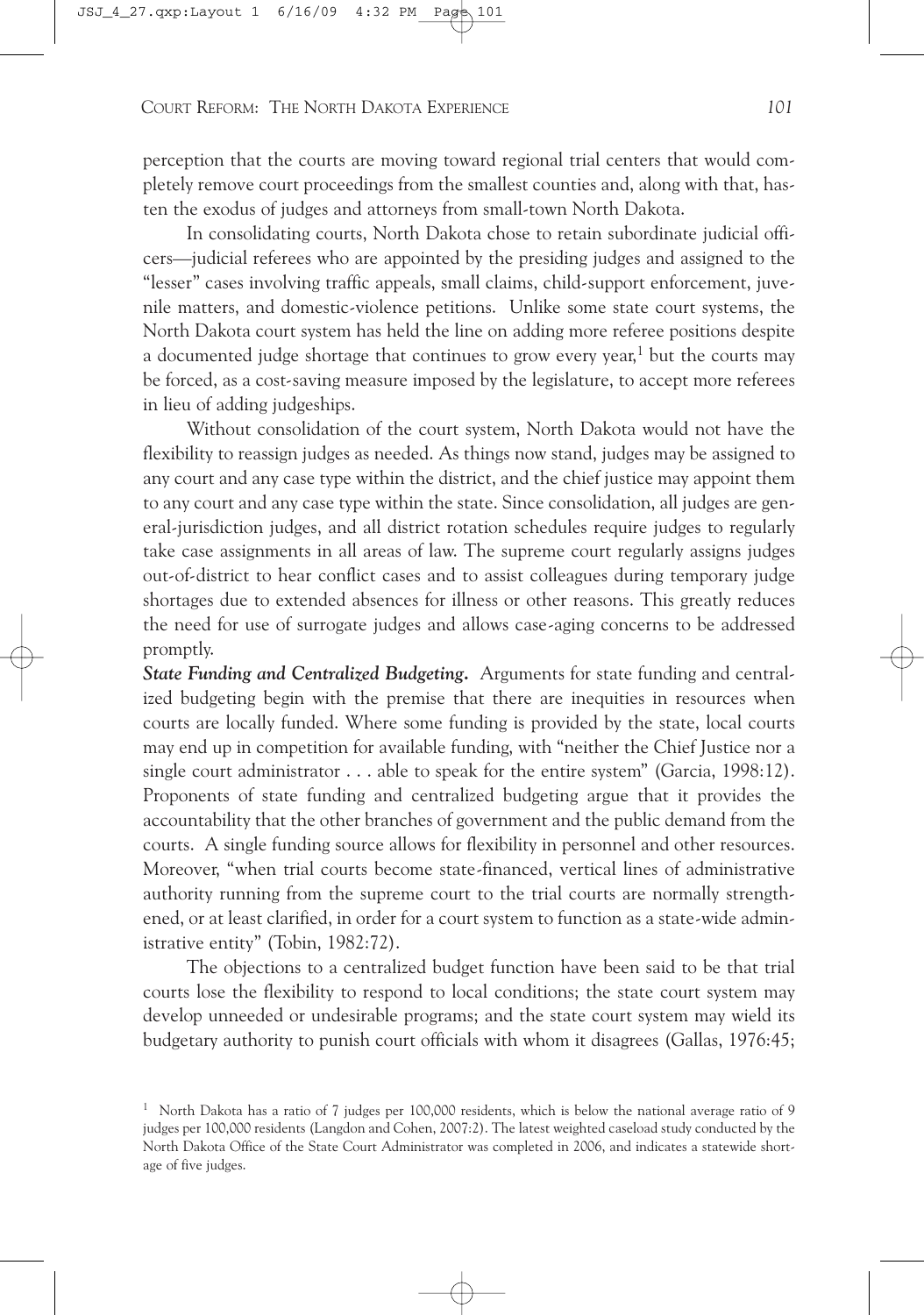perception that the courts are moving toward regional trial centers that would completely remove court proceedings from the smallest counties and, along with that, hasten the exodus of judges and attorneys from small-town North Dakota.

In consolidating courts, North Dakota chose to retain subordinate judicial officers—judicial referees who are appointed by the presiding judges and assigned to the "lesser" cases involving traffic appeals, small claims, child-support enforcement, juvenile matters, and domestic-violence petitions. Unlike some state court systems, the North Dakota court system has held the line on adding more referee positions despite a documented judge shortage that continues to grow every year,[1] but the courts may be forced, as a cost-saving measure imposed by the legislature, to accept more referees in lieu of adding judgeships.

Without consolidation of the court system, North Dakota would not have the flexibility to reassign judges as needed. As things now stand, judges may be assigned to any court and any case type within the district, and the chief justice may appoint them to any court and any case type within the state. Since consolidation, all judges are general-jurisdiction judges, and all district rotation schedules require judges to regularly take case assignments in all areas of law. The supreme court regularly assigns judges out-of-district to hear conflict cases and to assist colleagues during temporary judge shortages due to extended absences for illness or other reasons. This greatly reduces the need for use of surrogate judges and allows case-aging concerns to be addressed promptly.

***State Funding and Centralized Budgeting.*** Arguments for state funding and centralized budgeting begin with the premise that there are inequities in resources when courts are locally funded. Where some funding is provided by the state, local courts may end up in competition for available funding, with "neither the Chief Justice nor a single court administrator . . . able to speak for the entire system" (Garcia, 1998:12). Proponents of state funding and centralized budgeting argue that it provides the accountability that the other branches of government and the public demand from the courts. A single funding source allows for flexibility in personnel and other resources. Moreover, "when trial courts become state-financed, vertical lines of administrative authority running from the supreme court to the trial courts are normally strengthened, or at least clarified, in order for a court system to function as a state-wide administrative entity" (Tobin, 1982:72).

The objections to a centralized budget function have been said to be that trial courts lose the flexibility to respond to local conditions; the state court system may develop unneeded or undesirable programs; and the state court system may wield its budgetary authority to punish court officials with whom it disagrees (Gallas, 1976:45;

---

[1] North Dakota has a ratio of 7 judges per 100,000 residents, which is below the national average ratio of 9 judges per 100,000 residents (Langdon and Cohen, 2007:2). The latest weighted caseload study conducted by the North Dakota Office of the State Court Administrator was completed in 2006, and indicates a statewide shortage of five judges.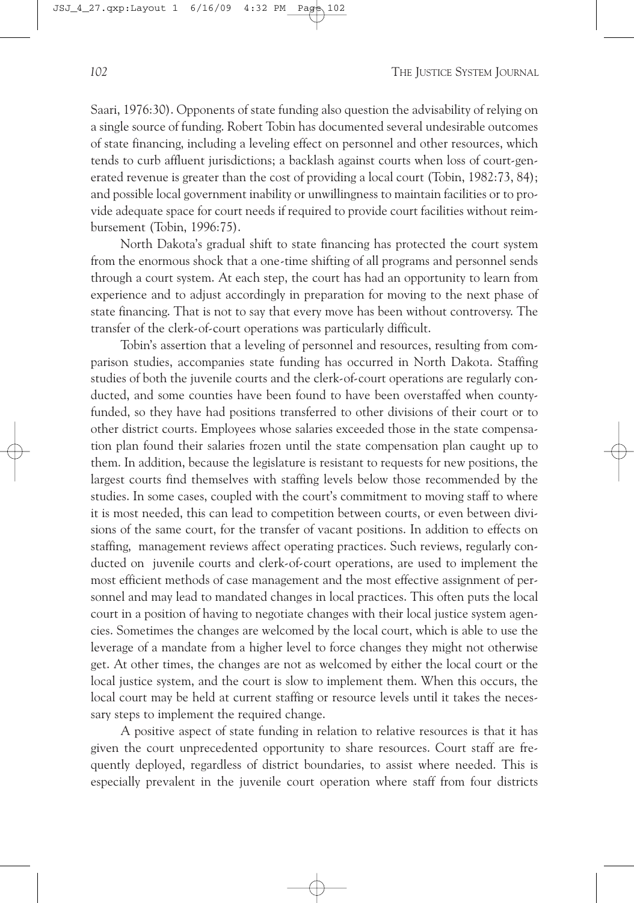Saari, 1976:30). Opponents of state funding also question the advisability of relying on a single source of funding. Robert Tobin has documented several undesirable outcomes of state financing, including a leveling effect on personnel and other resources, which tends to curb affluent jurisdictions; a backlash against courts when loss of court-generated revenue is greater than the cost of providing a local court (Tobin, 1982:73, 84); and possible local government inability or unwillingness to maintain facilities or to provide adequate space for court needs if required to provide court facilities without reimbursement (Tobin, 1996:75).

North Dakota's gradual shift to state financing has protected the court system from the enormous shock that a one-time shifting of all programs and personnel sends through a court system. At each step, the court has had an opportunity to learn from experience and to adjust accordingly in preparation for moving to the next phase of state financing. That is not to say that every move has been without controversy. The transfer of the clerk-of-court operations was particularly difficult.

Tobin's assertion that a leveling of personnel and resources, resulting from comparison studies, accompanies state funding has occurred in North Dakota. Staffing studies of both the juvenile courts and the clerk-of-court operations are regularly conducted, and some counties have been found to have been overstaffed when county-funded, so they have had positions transferred to other divisions of their court or to other district courts. Employees whose salaries exceeded those in the state compensation plan found their salaries frozen until the state compensation plan caught up to them. In addition, because the legislature is resistant to requests for new positions, the largest courts find themselves with staffing levels below those recommended by the studies. In some cases, coupled with the court's commitment to moving staff to where it is most needed, this can lead to competition between courts, or even between divisions of the same court, for the transfer of vacant positions. In addition to effects on staffing, management reviews affect operating practices. Such reviews, regularly conducted on juvenile courts and clerk-of-court operations, are used to implement the most efficient methods of case management and the most effective assignment of personnel and may lead to mandated changes in local practices. This often puts the local court in a position of having to negotiate changes with their local justice system agencies. Sometimes the changes are welcomed by the local court, which is able to use the leverage of a mandate from a higher level to force changes they might not otherwise get. At other times, the changes are not as welcomed by either the local court or the local justice system, and the court is slow to implement them. When this occurs, the local court may be held at current staffing or resource levels until it takes the necessary steps to implement the required change.

A positive aspect of state funding in relation to relative resources is that it has given the court unprecedented opportunity to share resources. Court staff are frequently deployed, regardless of district boundaries, to assist where needed. This is especially prevalent in the juvenile court operation where staff from four districts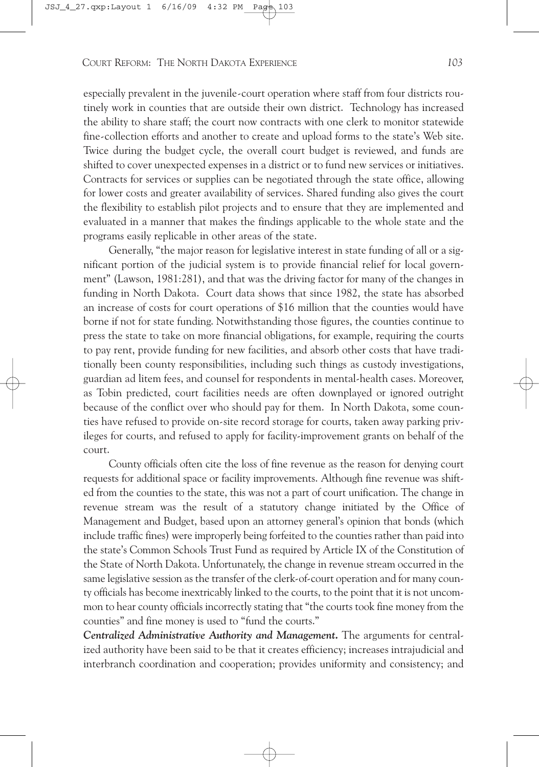especially prevalent in the juvenile-court operation where staff from four districts routinely work in counties that are outside their own district. Technology has increased the ability to share staff; the court now contracts with one clerk to monitor statewide fine-collection efforts and another to create and upload forms to the state's Web site. Twice during the budget cycle, the overall court budget is reviewed, and funds are shifted to cover unexpected expenses in a district or to fund new services or initiatives. Contracts for services or supplies can be negotiated through the state office, allowing for lower costs and greater availability of services. Shared funding also gives the court the flexibility to establish pilot projects and to ensure that they are implemented and evaluated in a manner that makes the findings applicable to the whole state and the programs easily replicable in other areas of the state.

Generally, "the major reason for legislative interest in state funding of all or a significant portion of the judicial system is to provide financial relief for local government" (Lawson, 1981:281), and that was the driving factor for many of the changes in funding in North Dakota. Court data shows that since 1982, the state has absorbed an increase of costs for court operations of $16 million that the counties would have borne if not for state funding. Notwithstanding those figures, the counties continue to press the state to take on more financial obligations, for example, requiring the courts to pay rent, provide funding for new facilities, and absorb other costs that have traditionally been county responsibilities, including such things as custody investigations, guardian ad litem fees, and counsel for respondents in mental-health cases. Moreover, as Tobin predicted, court facilities needs are often downplayed or ignored outright because of the conflict over who should pay for them. In North Dakota, some counties have refused to provide on-site record storage for courts, taken away parking privileges for courts, and refused to apply for facility-improvement grants on behalf of the court.

County officials often cite the loss of fine revenue as the reason for denying court requests for additional space or facility improvements. Although fine revenue was shifted from the counties to the state, this was not a part of court unification. The change in revenue stream was the result of a statutory change initiated by the Office of Management and Budget, based upon an attorney general's opinion that bonds (which include traffic fines) were improperly being forfeited to the counties rather than paid into the state's Common Schools Trust Fund as required by Article IX of the Constitution of the State of North Dakota. Unfortunately, the change in revenue stream occurred in the same legislative session as the transfer of the clerk-of-court operation and for many county officials has become inextricably linked to the courts, to the point that it is not uncommon to hear county officials incorrectly stating that "the courts took fine money from the counties" and fine money is used to "fund the courts."

***Centralized Administrative Authority and Management.*** The arguments for centralized authority have been said to be that it creates efficiency; increases intrajudicial and interbranch coordination and cooperation; provides uniformity and consistency; and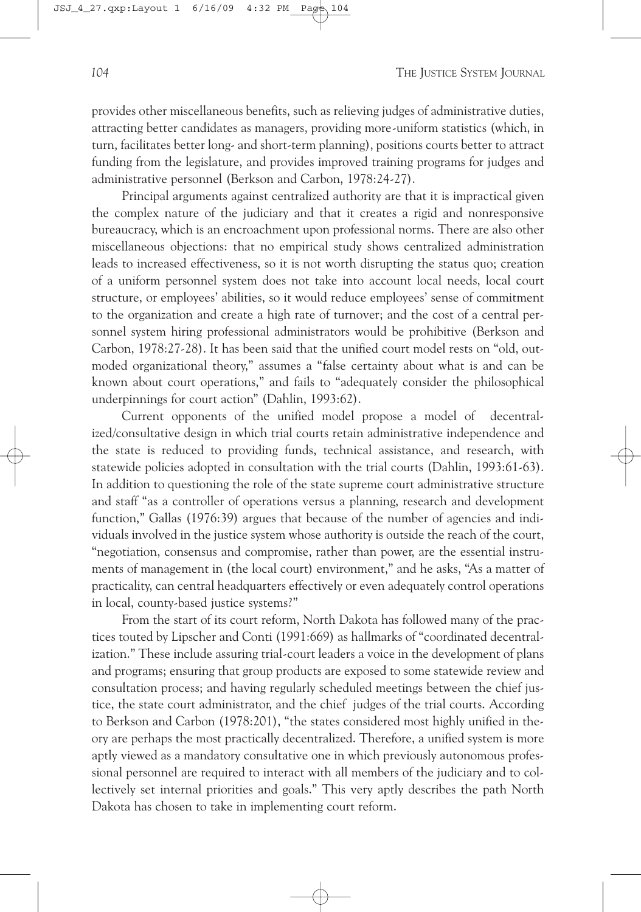provides other miscellaneous benefits, such as relieving judges of administrative duties, attracting better candidates as managers, providing more-uniform statistics (which, in turn, facilitates better long- and short-term planning), positions courts better to attract funding from the legislature, and provides improved training programs for judges and administrative personnel (Berkson and Carbon, 1978:24-27).

Principal arguments against centralized authority are that it is impractical given the complex nature of the judiciary and that it creates a rigid and nonresponsive bureaucracy, which is an encroachment upon professional norms. There are also other miscellaneous objections: that no empirical study shows centralized administration leads to increased effectiveness, so it is not worth disrupting the status quo; creation of a uniform personnel system does not take into account local needs, local court structure, or employees' abilities, so it would reduce employees' sense of commitment to the organization and create a high rate of turnover; and the cost of a central personnel system hiring professional administrators would be prohibitive (Berkson and Carbon, 1978:27-28). It has been said that the unified court model rests on "old, outmoded organizational theory," assumes a "false certainty about what is and can be known about court operations," and fails to "adequately consider the philosophical underpinnings for court action" (Dahlin, 1993:62).

Current opponents of the unified model propose a model of decentralized/consultative design in which trial courts retain administrative independence and the state is reduced to providing funds, technical assistance, and research, with statewide policies adopted in consultation with the trial courts (Dahlin, 1993:61-63). In addition to questioning the role of the state supreme court administrative structure and staff "as a controller of operations versus a planning, research and development function," Gallas (1976:39) argues that because of the number of agencies and individuals involved in the justice system whose authority is outside the reach of the court, "negotiation, consensus and compromise, rather than power, are the essential instruments of management in (the local court) environment," and he asks, "As a matter of practicality, can central headquarters effectively or even adequately control operations in local, county-based justice systems?"

From the start of its court reform, North Dakota has followed many of the practices touted by Lipscher and Conti (1991:669) as hallmarks of "coordinated decentralization." These include assuring trial-court leaders a voice in the development of plans and programs; ensuring that group products are exposed to some statewide review and consultation process; and having regularly scheduled meetings between the chief justice, the state court administrator, and the chief judges of the trial courts. According to Berkson and Carbon (1978:201), "the states considered most highly unified in theory are perhaps the most practically decentralized. Therefore, a unified system is more aptly viewed as a mandatory consultative one in which previously autonomous professional personnel are required to interact with all members of the judiciary and to collectively set internal priorities and goals." This very aptly describes the path North Dakota has chosen to take in implementing court reform.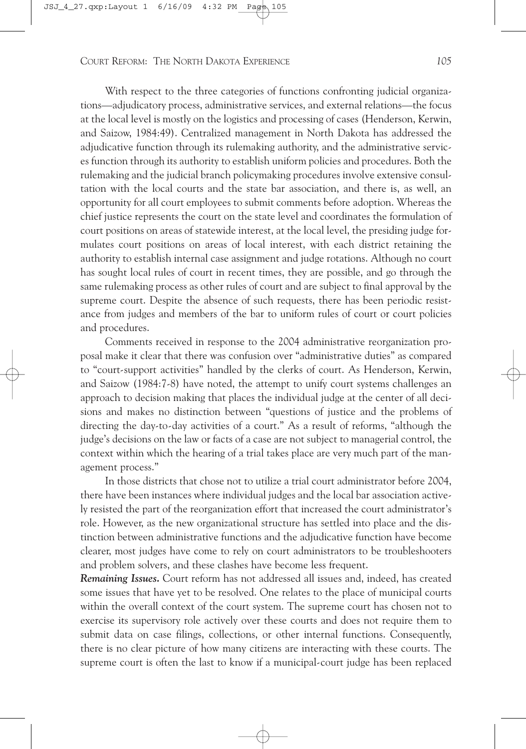With respect to the three categories of functions confronting judicial organizations—adjudicatory process, administrative services, and external relations—the focus at the local level is mostly on the logistics and processing of cases (Henderson, Kerwin, and Saizow, 1984:49). Centralized management in North Dakota has addressed the adjudicative function through its rulemaking authority, and the administrative services function through its authority to establish uniform policies and procedures. Both the rulemaking and the judicial branch policymaking procedures involve extensive consultation with the local courts and the state bar association, and there is, as well, an opportunity for all court employees to submit comments before adoption. Whereas the chief justice represents the court on the state level and coordinates the formulation of court positions on areas of statewide interest, at the local level, the presiding judge formulates court positions on areas of local interest, with each district retaining the authority to establish internal case assignment and judge rotations. Although no court has sought local rules of court in recent times, they are possible, and go through the same rulemaking process as other rules of court and are subject to final approval by the supreme court. Despite the absence of such requests, there has been periodic resistance from judges and members of the bar to uniform rules of court or court policies and procedures.

Comments received in response to the 2004 administrative reorganization proposal make it clear that there was confusion over "administrative duties" as compared to "court-support activities" handled by the clerks of court. As Henderson, Kerwin, and Saizow (1984:7-8) have noted, the attempt to unify court systems challenges an approach to decision making that places the individual judge at the center of all decisions and makes no distinction between "questions of justice and the problems of directing the day-to-day activities of a court." As a result of reforms, "although the judge's decisions on the law or facts of a case are not subject to managerial control, the context within which the hearing of a trial takes place are very much part of the management process."

In those districts that chose not to utilize a trial court administrator before 2004, there have been instances where individual judges and the local bar association actively resisted the part of the reorganization effort that increased the court administrator's role. However, as the new organizational structure has settled into place and the distinction between administrative functions and the adjudicative function have become clearer, most judges have come to rely on court administrators to be troubleshooters and problem solvers, and these clashes have become less frequent.

***Remaining Issues.*** Court reform has not addressed all issues and, indeed, has created some issues that have yet to be resolved. One relates to the place of municipal courts within the overall context of the court system. The supreme court has chosen not to exercise its supervisory role actively over these courts and does not require them to submit data on case filings, collections, or other internal functions. Consequently, there is no clear picture of how many citizens are interacting with these courts. The supreme court is often the last to know if a municipal-court judge has been replaced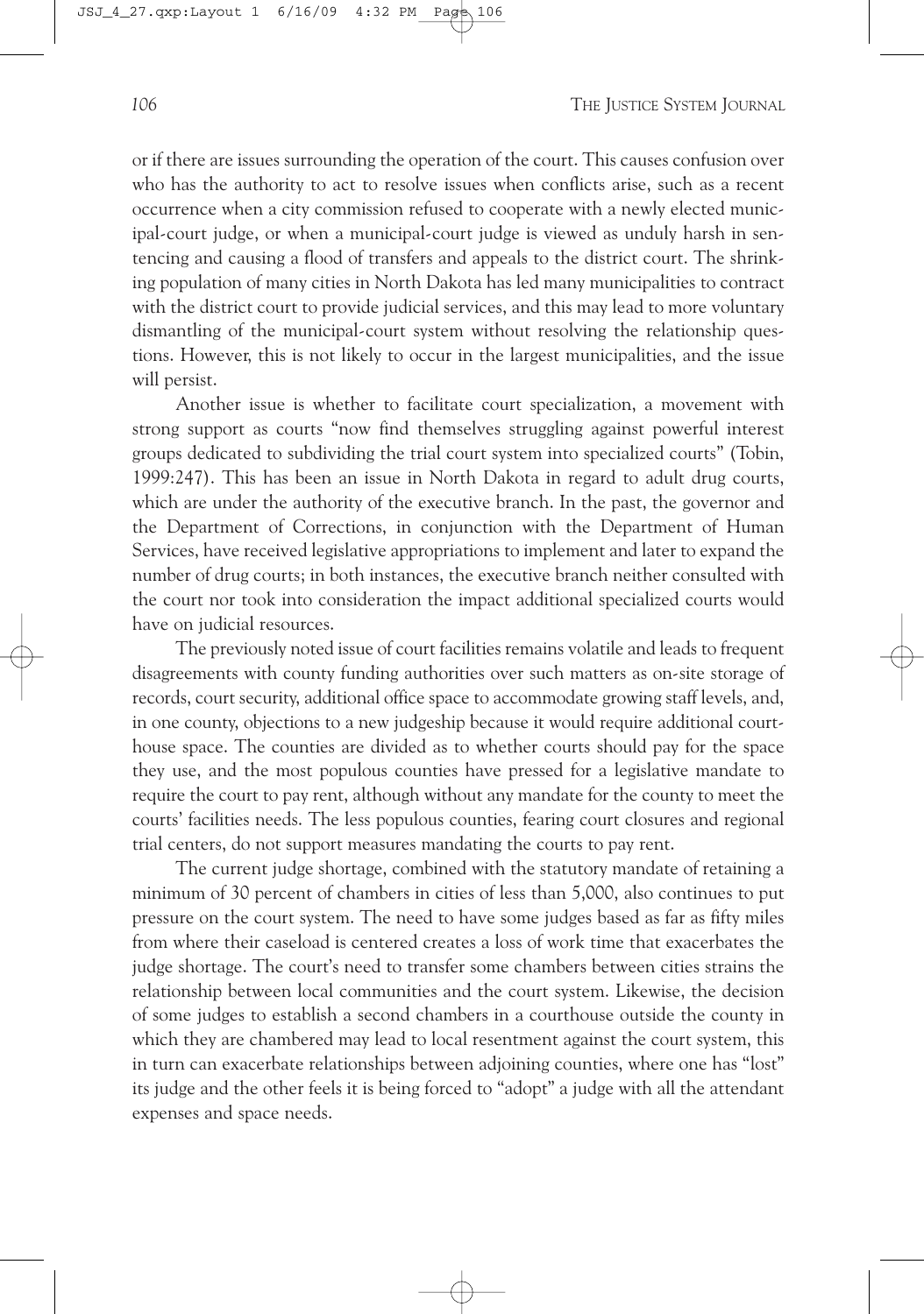or if there are issues surrounding the operation of the court. This causes confusion over who has the authority to act to resolve issues when conflicts arise, such as a recent occurrence when a city commission refused to cooperate with a newly elected municipal-court judge, or when a municipal-court judge is viewed as unduly harsh in sentencing and causing a flood of transfers and appeals to the district court. The shrinking population of many cities in North Dakota has led many municipalities to contract with the district court to provide judicial services, and this may lead to more voluntary dismantling of the municipal-court system without resolving the relationship questions. However, this is not likely to occur in the largest municipalities, and the issue will persist.

Another issue is whether to facilitate court specialization, a movement with strong support as courts "now find themselves struggling against powerful interest groups dedicated to subdividing the trial court system into specialized courts" (Tobin, 1999:247). This has been an issue in North Dakota in regard to adult drug courts, which are under the authority of the executive branch. In the past, the governor and the Department of Corrections, in conjunction with the Department of Human Services, have received legislative appropriations to implement and later to expand the number of drug courts; in both instances, the executive branch neither consulted with the court nor took into consideration the impact additional specialized courts would have on judicial resources.

The previously noted issue of court facilities remains volatile and leads to frequent disagreements with county funding authorities over such matters as on-site storage of records, court security, additional office space to accommodate growing staff levels, and, in one county, objections to a new judgeship because it would require additional courthouse space. The counties are divided as to whether courts should pay for the space they use, and the most populous counties have pressed for a legislative mandate to require the court to pay rent, although without any mandate for the county to meet the courts' facilities needs. The less populous counties, fearing court closures and regional trial centers, do not support measures mandating the courts to pay rent.

The current judge shortage, combined with the statutory mandate of retaining a minimum of 30 percent of chambers in cities of less than 5,000, also continues to put pressure on the court system. The need to have some judges based as far as fifty miles from where their caseload is centered creates a loss of work time that exacerbates the judge shortage. The court's need to transfer some chambers between cities strains the relationship between local communities and the court system. Likewise, the decision of some judges to establish a second chambers in a courthouse outside the county in which they are chambered may lead to local resentment against the court system, this in turn can exacerbate relationships between adjoining counties, where one has "lost" its judge and the other feels it is being forced to "adopt" a judge with all the attendant expenses and space needs.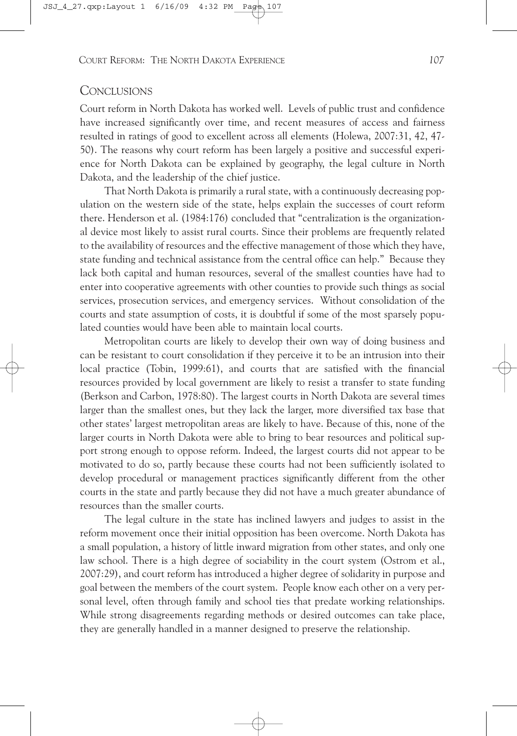## CONCLUSIONS

Court reform in North Dakota has worked well. Levels of public trust and confidence have increased significantly over time, and recent measures of access and fairness resulted in ratings of good to excellent across all elements (Holewa, 2007:31, 42, 47-50). The reasons why court reform has been largely a positive and successful experience for North Dakota can be explained by geography, the legal culture in North Dakota, and the leadership of the chief justice.

That North Dakota is primarily a rural state, with a continuously decreasing population on the western side of the state, helps explain the successes of court reform there. Henderson et al. (1984:176) concluded that "centralization is the organizational device most likely to assist rural courts. Since their problems are frequently related to the availability of resources and the effective management of those which they have, state funding and technical assistance from the central office can help." Because they lack both capital and human resources, several of the smallest counties have had to enter into cooperative agreements with other counties to provide such things as social services, prosecution services, and emergency services. Without consolidation of the courts and state assumption of costs, it is doubtful if some of the most sparsely populated counties would have been able to maintain local courts.

Metropolitan courts are likely to develop their own way of doing business and can be resistant to court consolidation if they perceive it to be an intrusion into their local practice (Tobin, 1999:61), and courts that are satisfied with the financial resources provided by local government are likely to resist a transfer to state funding (Berkson and Carbon, 1978:80). The largest courts in North Dakota are several times larger than the smallest ones, but they lack the larger, more diversified tax base that other states' largest metropolitan areas are likely to have. Because of this, none of the larger courts in North Dakota were able to bring to bear resources and political support strong enough to oppose reform. Indeed, the largest courts did not appear to be motivated to do so, partly because these courts had not been sufficiently isolated to develop procedural or management practices significantly different from the other courts in the state and partly because they did not have a much greater abundance of resources than the smaller courts.

The legal culture in the state has inclined lawyers and judges to assist in the reform movement once their initial opposition has been overcome. North Dakota has a small population, a history of little inward migration from other states, and only one law school. There is a high degree of sociability in the court system (Ostrom et al., 2007:29), and court reform has introduced a higher degree of solidarity in purpose and goal between the members of the court system. People know each other on a very personal level, often through family and school ties that predate working relationships. While strong disagreements regarding methods or desired outcomes can take place, they are generally handled in a manner designed to preserve the relationship.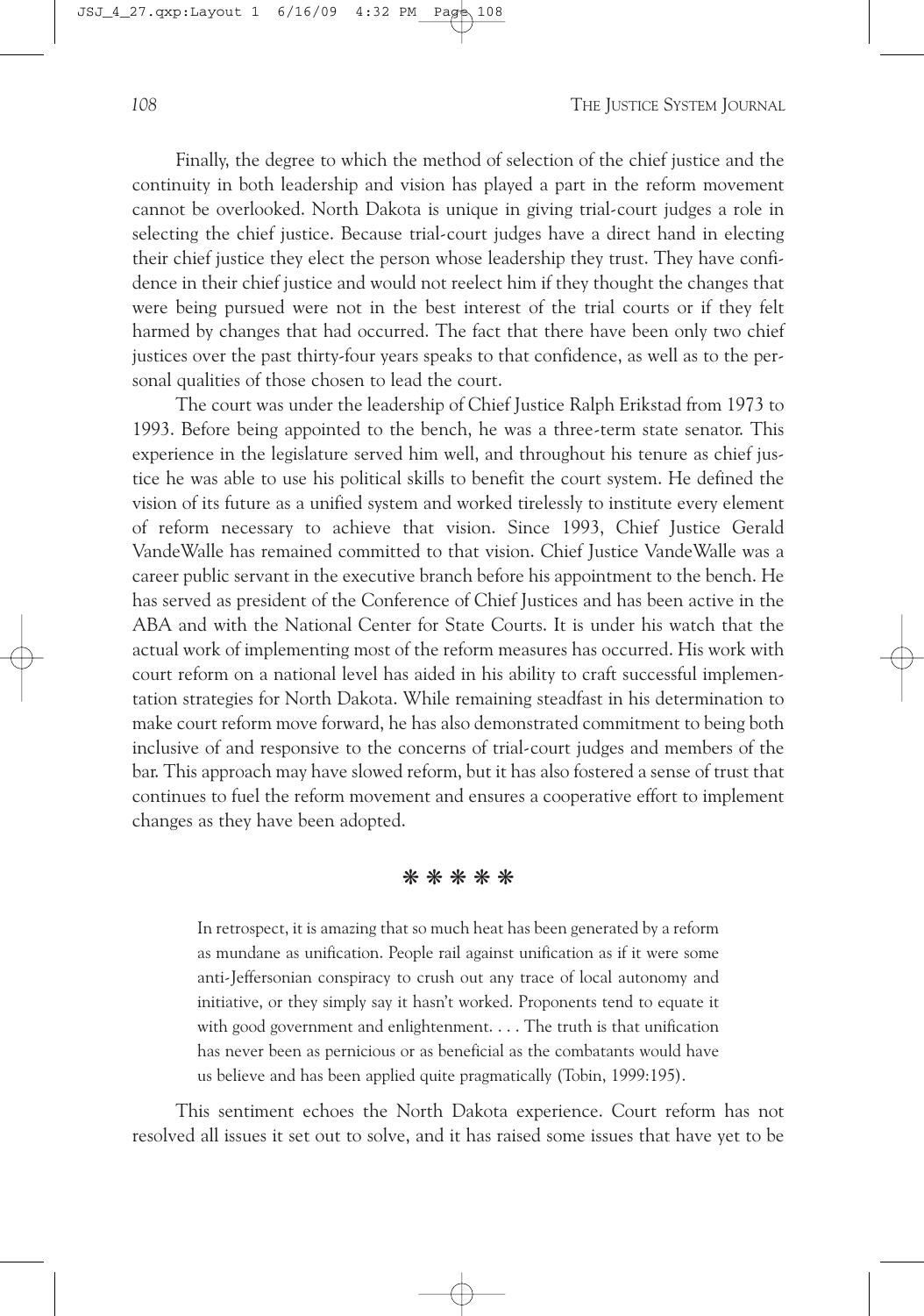Finally, the degree to which the method of selection of the chief justice and the continuity in both leadership and vision has played a part in the reform movement cannot be overlooked. North Dakota is unique in giving trial-court judges a role in selecting the chief justice. Because trial-court judges have a direct hand in electing their chief justice they elect the person whose leadership they trust. They have confidence in their chief justice and would not reelect him if they thought the changes that were being pursued were not in the best interest of the trial courts or if they felt harmed by changes that had occurred. The fact that there have been only two chief justices over the past thirty-four years speaks to that confidence, as well as to the personal qualities of those chosen to lead the court.

The court was under the leadership of Chief Justice Ralph Erikstad from 1973 to 1993. Before being appointed to the bench, he was a three-term state senator. This experience in the legislature served him well, and throughout his tenure as chief justice he was able to use his political skills to benefit the court system. He defined the vision of its future as a unified system and worked tirelessly to institute every element of reform necessary to achieve that vision. Since 1993, Chief Justice Gerald VandeWalle has remained committed to that vision. Chief Justice VandeWalle was a career public servant in the executive branch before his appointment to the bench. He has served as president of the Conference of Chief Justices and has been active in the ABA and with the National Center for State Courts. It is under his watch that the actual work of implementing most of the reform measures has occurred. His work with court reform on a national level has aided in his ability to craft successful implementation strategies for North Dakota. While remaining steadfast in his determination to make court reform move forward, he has also demonstrated commitment to being both inclusive of and responsive to the concerns of trial-court judges and members of the bar. This approach may have slowed reform, but it has also fostered a sense of trust that continues to fuel the reform movement and ensures a cooperative effort to implement changes as they have been adopted.

\* \* \* \* \*

> In retrospect, it is amazing that so much heat has been generated by a reform as mundane as unification. People rail against unification as if it were some anti-Jeffersonian conspiracy to crush out any trace of local autonomy and initiative, or they simply say it hasn't worked. Proponents tend to equate it with good government and enlightenment. . . . The truth is that unification has never been as pernicious or as beneficial as the combatants would have us believe and has been applied quite pragmatically (Tobin, 1999:195).

This sentiment echoes the North Dakota experience. Court reform has not resolved all issues it set out to solve, and it has raised some issues that have yet to be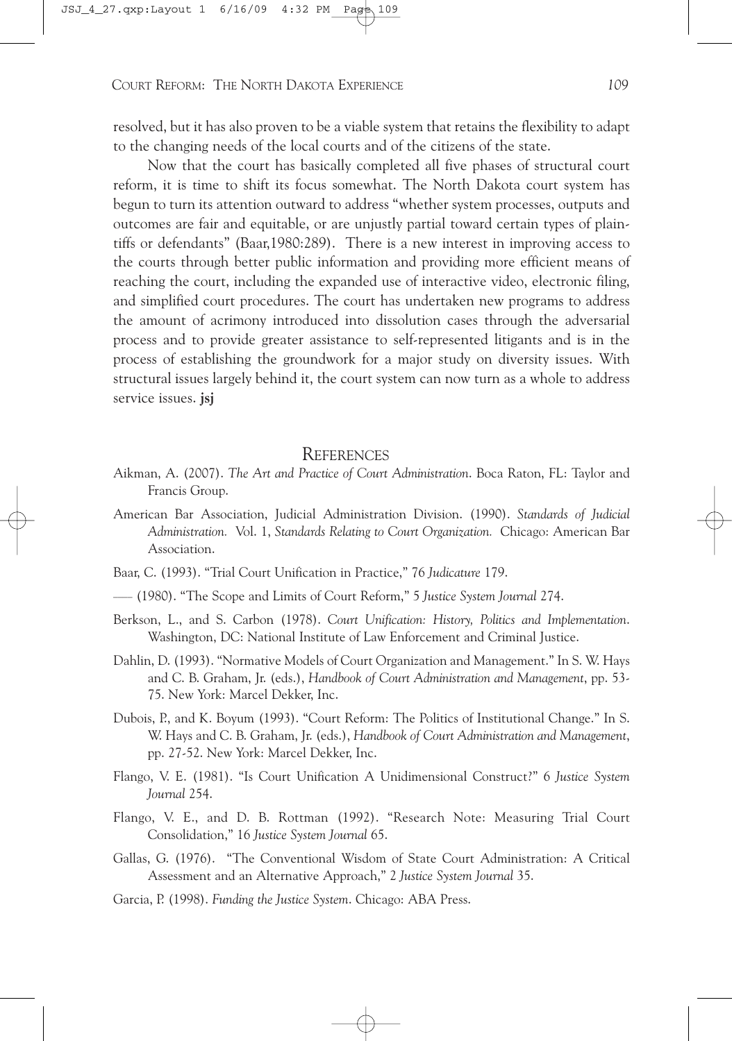resolved, but it has also proven to be a viable system that retains the flexibility to adapt to the changing needs of the local courts and of the citizens of the state.

Now that the court has basically completed all five phases of structural court reform, it is time to shift its focus somewhat. The North Dakota court system has begun to turn its attention outward to address "whether system processes, outputs and outcomes are fair and equitable, or are unjustly partial toward certain types of plaintiffs or defendants" (Baar,1980:289). There is a new interest in improving access to the courts through better public information and providing more efficient means of reaching the court, including the expanded use of interactive video, electronic filing, and simplified court procedures. The court has undertaken new programs to address the amount of acrimony introduced into dissolution cases through the adversarial process and to provide greater assistance to self-represented litigants and is in the process of establishing the groundwork for a major study on diversity issues. With structural issues largely behind it, the court system can now turn as a whole to address service issues. **jsj**

## References

Aikman, A. (2007). *The Art and Practice of Court Administration*. Boca Raton, FL: Taylor and Francis Group.

American Bar Association, Judicial Administration Division. (1990). *Standards of Judicial Administration.* Vol. 1, *Standards Relating to Court Organization.* Chicago: American Bar Association.

Baar, C. (1993). "Trial Court Unification in Practice," 76 *Judicature* 179.

—— (1980). "The Scope and Limits of Court Reform," 5 *Justice System Journal* 274.

Berkson, L., and S. Carbon (1978). *Court Unification: History, Politics and Implementation*. Washington, DC: National Institute of Law Enforcement and Criminal Justice.

Dahlin, D. (1993). "Normative Models of Court Organization and Management." In S. W. Hays and C. B. Graham, Jr. (eds.), *Handbook of Court Administration and Management*, pp. 53-75. New York: Marcel Dekker, Inc.

Dubois, P., and K. Boyum (1993). "Court Reform: The Politics of Institutional Change." In S. W. Hays and C. B. Graham, Jr. (eds.), *Handbook of Court Administration and Management*, pp. 27-52. New York: Marcel Dekker, Inc.

Flango, V. E. (1981). "Is Court Unification A Unidimensional Construct?" 6 *Justice System Journal* 254.

Flango, V. E., and D. B. Rottman (1992). "Research Note: Measuring Trial Court Consolidation," 16 *Justice System Journal* 65.

Gallas, G. (1976). "The Conventional Wisdom of State Court Administration: A Critical Assessment and an Alternative Approach," 2 *Justice System Journal* 35.

Garcia, P. (1998). *Funding the Justice System*. Chicago: ABA Press.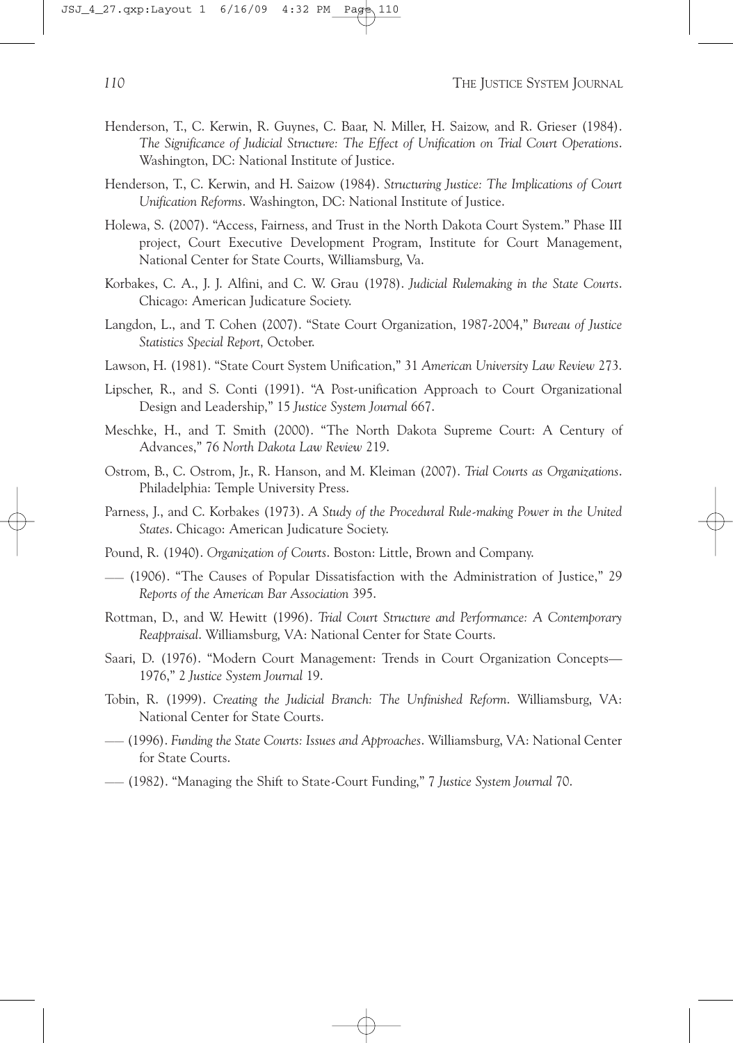Henderson, T., C. Kerwin, R. Guynes, C. Baar, N. Miller, H. Saizow, and R. Grieser (1984). *The Significance of Judicial Structure: The Effect of Unification on Trial Court Operations*. Washington, DC: National Institute of Justice.

Henderson, T., C. Kerwin, and H. Saizow (1984). *Structuring Justice: The Implications of Court Unification Reforms*. Washington, DC: National Institute of Justice.

Holewa, S. (2007). "Access, Fairness, and Trust in the North Dakota Court System." Phase III project, Court Executive Development Program, Institute for Court Management, National Center for State Courts, Williamsburg, Va.

Korbakes, C. A., J. J. Alfini, and C. W. Grau (1978). *Judicial Rulemaking in the State Courts*. Chicago: American Judicature Society.

Langdon, L., and T. Cohen (2007). "State Court Organization, 1987-2004," *Bureau of Justice Statistics Special Report,* October.

Lawson, H. (1981). "State Court System Unification," 31 *American University Law Review* 273.

Lipscher, R., and S. Conti (1991). "A Post-unification Approach to Court Organizational Design and Leadership," 15 *Justice System Journal* 667.

Meschke, H., and T. Smith (2000). "The North Dakota Supreme Court: A Century of Advances," 76 *North Dakota Law Review* 219.

Ostrom, B., C. Ostrom, Jr., R. Hanson, and M. Kleiman (2007). *Trial Courts as Organizations*. Philadelphia: Temple University Press.

Parness, J., and C. Korbakes (1973). *A Study of the Procedural Rule-making Power in the United States*. Chicago: American Judicature Society.

Pound, R. (1940). *Organization of Courts*. Boston: Little, Brown and Company.

—— (1906). "The Causes of Popular Dissatisfaction with the Administration of Justice," 29 *Reports of the American Bar Association* 395.

Rottman, D., and W. Hewitt (1996). *Trial Court Structure and Performance: A Contemporary Reappraisal*. Williamsburg, VA: National Center for State Courts.

Saari, D. (1976). "Modern Court Management: Trends in Court Organization Concepts—1976," 2 *Justice System Journal* 19.

Tobin, R. (1999). *Creating the Judicial Branch: The Unfinished Reform*. Williamsburg, VA: National Center for State Courts.

—— (1996). *Funding the State Courts: Issues and Approaches*. Williamsburg, VA: National Center for State Courts.

—— (1982). "Managing the Shift to State-Court Funding," 7 *Justice System Journal* 70.